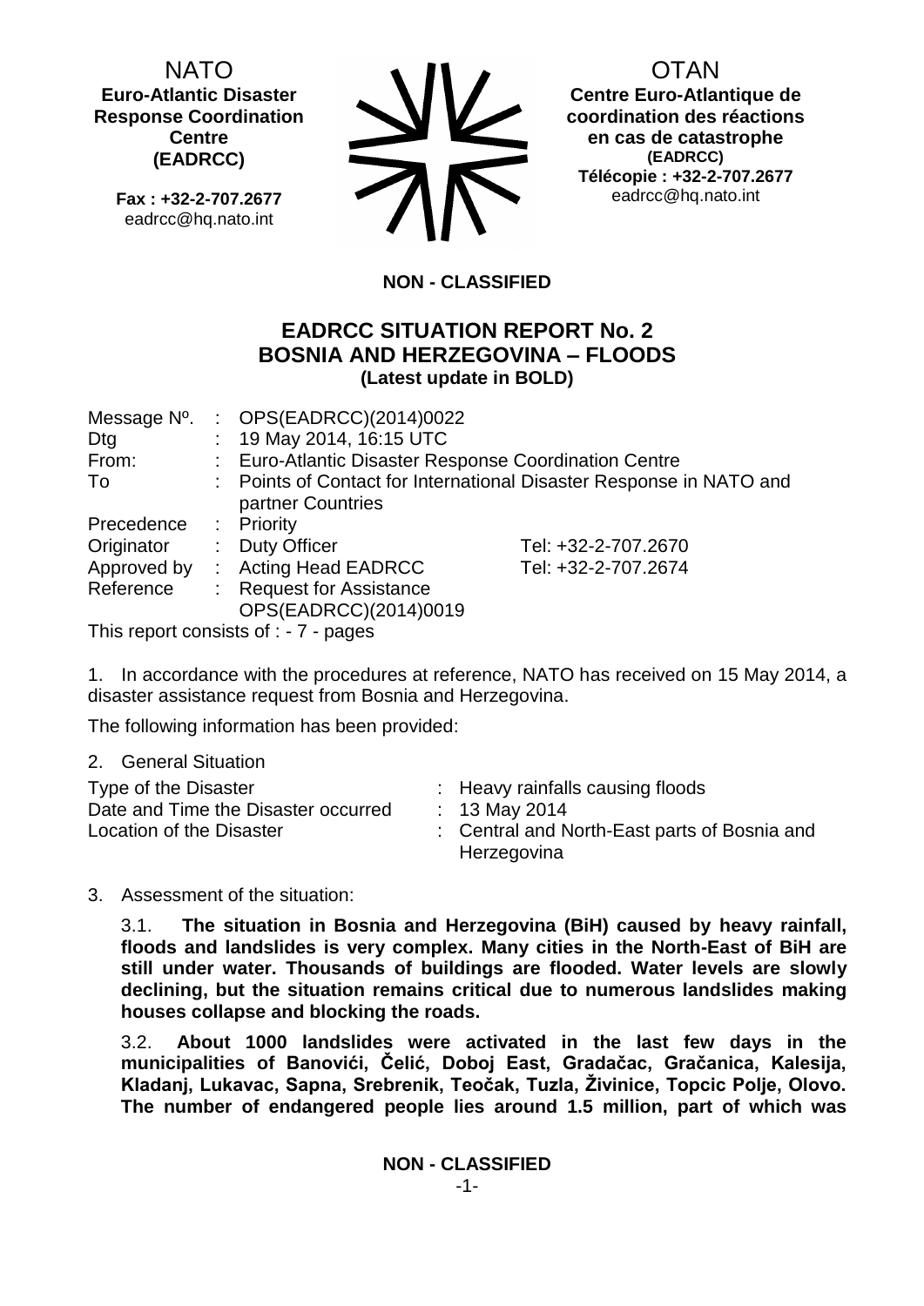NATO
**Euro-Atlantic Disaster Response Coordination Centre (EADRCC)**

**Fax : +32-2-707.2677**
eadrcc@hq.nato.int

OTAN
**Centre Euro-Atlantique de coordination des réactions en cas de catastrophe (EADRCC)**
**Télécopie : +32-2-707.2677**
eadrcc@hq.nato.int

**NON - CLASSIFIED**

# EADRCC SITUATION REPORT No. 2
# BOSNIA AND HERZEGOVINA – FLOODS
**(Latest update in BOLD)**

| | | | |
|---|---|---|---|
| Message Nº. | : | OPS(EADRCC)(2014)0022 | |
| Dtg | : | 19 May 2014, 16:15 UTC | |
| From: | : | Euro-Atlantic Disaster Response Coordination Centre | |
| To | : | Points of Contact for International Disaster Response in NATO and partner Countries | |
| Precedence | : | Priority | |
| Originator | : | Duty Officer | Tel: +32-2-707.2670 |
| Approved by | : | Acting Head EADRCC | Tel: +32-2-707.2674 |
| Reference | : | Request for Assistance OPS(EADRCC)(2014)0019 | |

This report consists of : - 7 - pages

1. In accordance with the procedures at reference, NATO has received on 15 May 2014, a disaster assistance request from Bosnia and Herzegovina.

The following information has been provided:

2. General Situation

| | | |
|---|---|---|
| Type of the Disaster | : | Heavy rainfalls causing floods |
| Date and Time the Disaster occurred | : | 13 May 2014 |
| Location of the Disaster | : | Central and North-East parts of Bosnia and Herzegovina |

3. Assessment of the situation:

3.1. **The situation in Bosnia and Herzegovina (BiH) caused by heavy rainfall, floods and landslides is very complex. Many cities in the North-East of BiH are still under water. Thousands of buildings are flooded. Water levels are slowly declining, but the situation remains critical due to numerous landslides making houses collapse and blocking the roads.**

3.2. **About 1000 landslides were activated in the last few days in the municipalities of Banovići, Čelić, Doboj East, Gradačac, Gračanica, Kalesija, Kladanj, Lukavac, Sapna, Srebrenik, Teočak, Tuzla, Živinice, Topcic Polje, Olovo. The number of endangered people lies around 1.5 million, part of which was**

**NON - CLASSIFIED**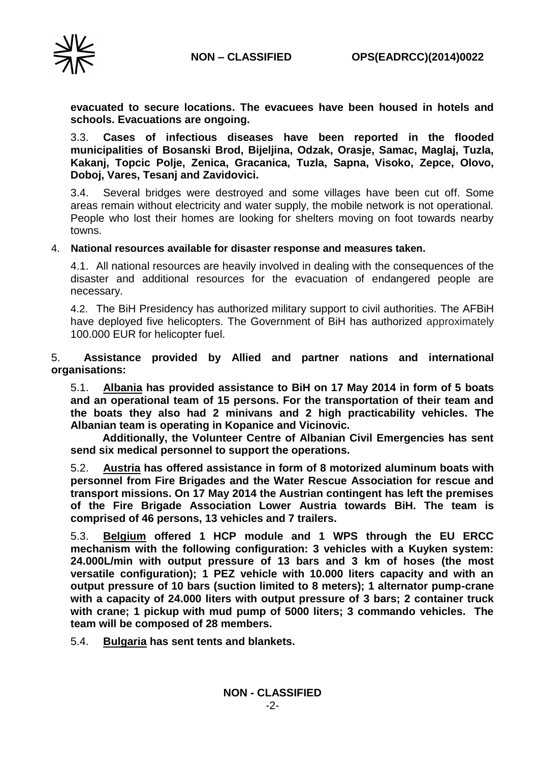**evacuated to secure locations. The evacuees have been housed in hotels and schools. Evacuations are ongoing.**

3.3. **Cases of infectious diseases have been reported in the flooded municipalities of Bosanski Brod, Bijeljina, Odzak, Orasje, Samac, Maglaj, Tuzla, Kakanj, Topcic Polje, Zenica, Gracanica, Tuzla, Sapna, Visoko, Zepce, Olovo, Doboj, Vares, Tesanj and Zavidovici.**

3.4. Several bridges were destroyed and some villages have been cut off. Some areas remain without electricity and water supply, the mobile network is not operational. People who lost their homes are looking for shelters moving on foot towards nearby towns.

4. **National resources available for disaster response and measures taken.**

4.1. All national resources are heavily involved in dealing with the consequences of the disaster and additional resources for the evacuation of endangered people are necessary.

4.2. The BiH Presidency has authorized military support to civil authorities. The AFBiH have deployed five helicopters. The Government of BiH has authorized approximately 100.000 EUR for helicopter fuel.

5. **Assistance provided by Allied and partner nations and international organisations:**

5.1. **Albania has provided assistance to BiH on 17 May 2014 in form of 5 boats and an operational team of 15 persons. For the transportation of their team and the boats they also had 2 minivans and 2 high practicability vehicles. The Albanian team is operating in Kopanice and Vicinovic.**

**Additionally, the Volunteer Centre of Albanian Civil Emergencies has sent send six medical personnel to support the operations.**

5.2. **Austria has offered assistance in form of 8 motorized aluminum boats with personnel from Fire Brigades and the Water Rescue Association for rescue and transport missions. On 17 May 2014 the Austrian contingent has left the premises of the Fire Brigade Association Lower Austria towards BiH. The team is comprised of 46 persons, 13 vehicles and 7 trailers.**

5.3. **Belgium offered 1 HCP module and 1 WPS through the EU ERCC mechanism with the following configuration: 3 vehicles with a Kuyken system: 24.000L/min with output pressure of 13 bars and 3 km of hoses (the most versatile configuration); 1 PEZ vehicle with 10.000 liters capacity and with an output pressure of 10 bars (suction limited to 8 meters); 1 alternator pump-crane with a capacity of 24.000 liters with output pressure of 3 bars; 2 container truck with crane; 1 pickup with mud pump of 5000 liters; 3 commando vehicles. The team will be composed of 28 members.**

5.4. **Bulgaria has sent tents and blankets.**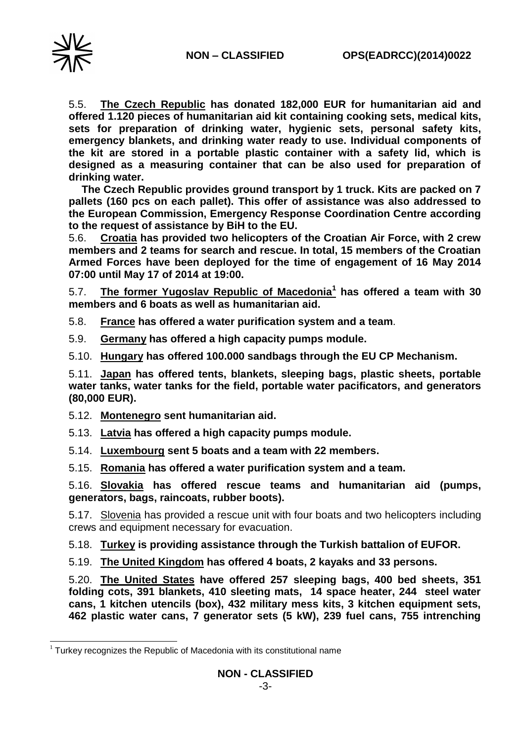5.5. **<u>The Czech Republic</u> has donated 182,000 EUR for humanitarian aid and offered 1.120 pieces of humanitarian aid kit containing cooking sets, medical kits, sets for preparation of drinking water, hygienic sets, personal safety kits, emergency blankets, and drinking water ready to use. Individual components of the kit are stored in a portable plastic container with a safety lid, which is designed as a measuring container that can be also used for preparation of drinking water.**

**The Czech Republic provides ground transport by 1 truck. Kits are packed on 7 pallets (160 pcs on each pallet). This offer of assistance was also addressed to the European Commission, Emergency Response Coordination Centre according to the request of assistance by BiH to the EU.**

5.6. **<u>Croatia</u> has provided two helicopters of the Croatian Air Force, with 2 crew members and 2 teams for search and rescue. In total, 15 members of the Croatian Armed Forces have been deployed for the time of engagement of 16 May 2014 07:00 until May 17 of 2014 at 19:00.**

5.7. **<u>The former Yugoslav Republic of Macedonia</u>[1] has offered a team with 30 members and 6 boats as well as humanitarian aid.**

5.8. **<u>France</u> has offered a water purification system and a team**.

5.9. **<u>Germany</u> has offered a high capacity pumps module.**

5.10. **<u>Hungary</u> has offered 100.000 sandbags through the EU CP Mechanism.**

5.11. **<u>Japan</u> has offered tents, blankets, sleeping bags, plastic sheets, portable water tanks, water tanks for the field, portable water pacificators, and generators (80,000 EUR).**

5.12. **<u>Montenegro</u> sent humanitarian aid.**

5.13. **<u>Latvia</u> has offered a high capacity pumps module.**

5.14. **<u>Luxembourg</u> sent 5 boats and a team with 22 members.**

5.15. **<u>Romania</u> has offered a water purification system and a team.**

5.16. **<u>Slovakia</u> has offered rescue teams and humanitarian aid (pumps, generators, bags, raincoats, rubber boots).**

5.17. <u>Slovenia</u> has provided a rescue unit with four boats and two helicopters including crews and equipment necessary for evacuation.

5.18. **<u>Turkey</u> is providing assistance through the Turkish battalion of EUFOR.**

5.19. **<u>The United Kingdom</u> has offered 4 boats, 2 kayaks and 33 persons.**

5.20. **<u>The United States</u> have offered 257 sleeping bags, 400 bed sheets, 351 folding cots, 391 blankets, 410 sleeting mats, 14 space heater, 244 steel water cans, 1 kitchen utencils (box), 432 military mess kits, 3 kitchen equipment sets, 462 plastic water cans, 7 generator sets (5 kW), 239 fuel cans, 755 intrenching**

---

[1] Turkey recognizes the Republic of Macedonia with its constitutional name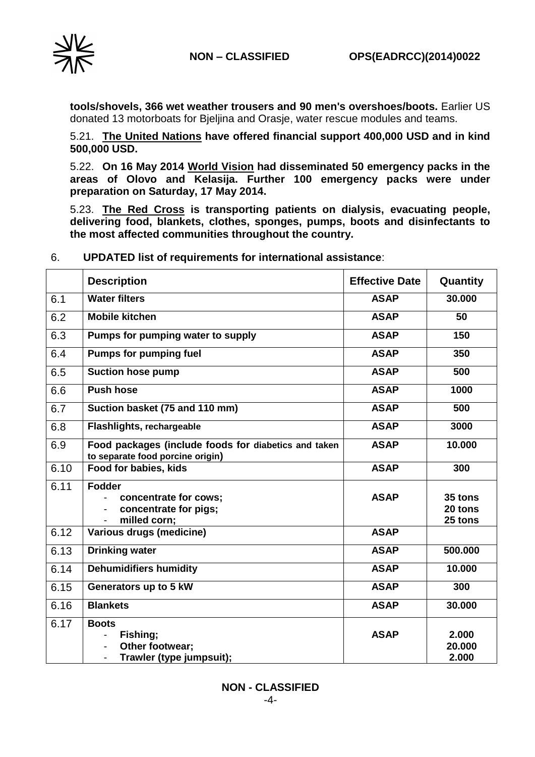**tools/shovels, 366 wet weather trousers and 90 men's overshoes/boots.** Earlier US donated 13 motorboats for Bjeljina and Orasje, water rescue modules and teams.

5.21. **<u>The United Nations</u> have offered financial support 400,000 USD and in kind 500,000 USD.**

5.22. **On 16 May 2014 <u>World Vision</u> had disseminated 50 emergency packs in the areas of Olovo and Kelasija. Further 100 emergency packs were under preparation on Saturday, 17 May 2014.**

5.23. **<u>The Red Cross</u> is transporting patients on dialysis, evacuating people, delivering food, blankets, clothes, sponges, pumps, boots and disinfectants to the most affected communities throughout the country.**

6. **UPDATED list of requirements for international assistance**:

| | Description | Effective Date | Quantity |
|---|---|---|---|
| 6.1 | **Water filters** | **ASAP** | **30.000** |
| 6.2 | **Mobile kitchen** | **ASAP** | **50** |
| 6.3 | **Pumps for pumping water to supply** | **ASAP** | **150** |
| 6.4 | **Pumps for pumping fuel** | **ASAP** | **350** |
| 6.5 | **Suction hose pump** | **ASAP** | **500** |
| 6.6 | **Push hose** | **ASAP** | **1000** |
| 6.7 | **Suction basket (75 and 110 mm)** | **ASAP** | **500** |
| 6.8 | **Flashlights, rechargeable** | **ASAP** | **3000** |
| 6.9 | **Food packages (include foods for diabetics and taken to separate food porcine origin)** | **ASAP** | **10.000** |
| 6.10 | **Food for babies, kids** | **ASAP** | **300** |
| 6.11 | **Fodder**<br>- **concentrate for cows;**<br>- **concentrate for pigs;**<br>- **milled corn;** | **ASAP** | **35 tons**<br>**20 tons**<br>**25 tons** |
| 6.12 | **Various drugs (medicine)** | **ASAP** | |
| 6.13 | **Drinking water** | **ASAP** | **500.000** |
| 6.14 | **Dehumidifiers humidity** | **ASAP** | **10.000** |
| 6.15 | **Generators up to 5 kW** | **ASAP** | **300** |
| 6.16 | **Blankets** | **ASAP** | **30.000** |
| 6.17 | **Boots**<br>- **Fishing;**<br>- **Other footwear;**<br>- **Trawler (type jumpsuit);** | **ASAP** | **2.000**<br>**20.000**<br>**2.000** |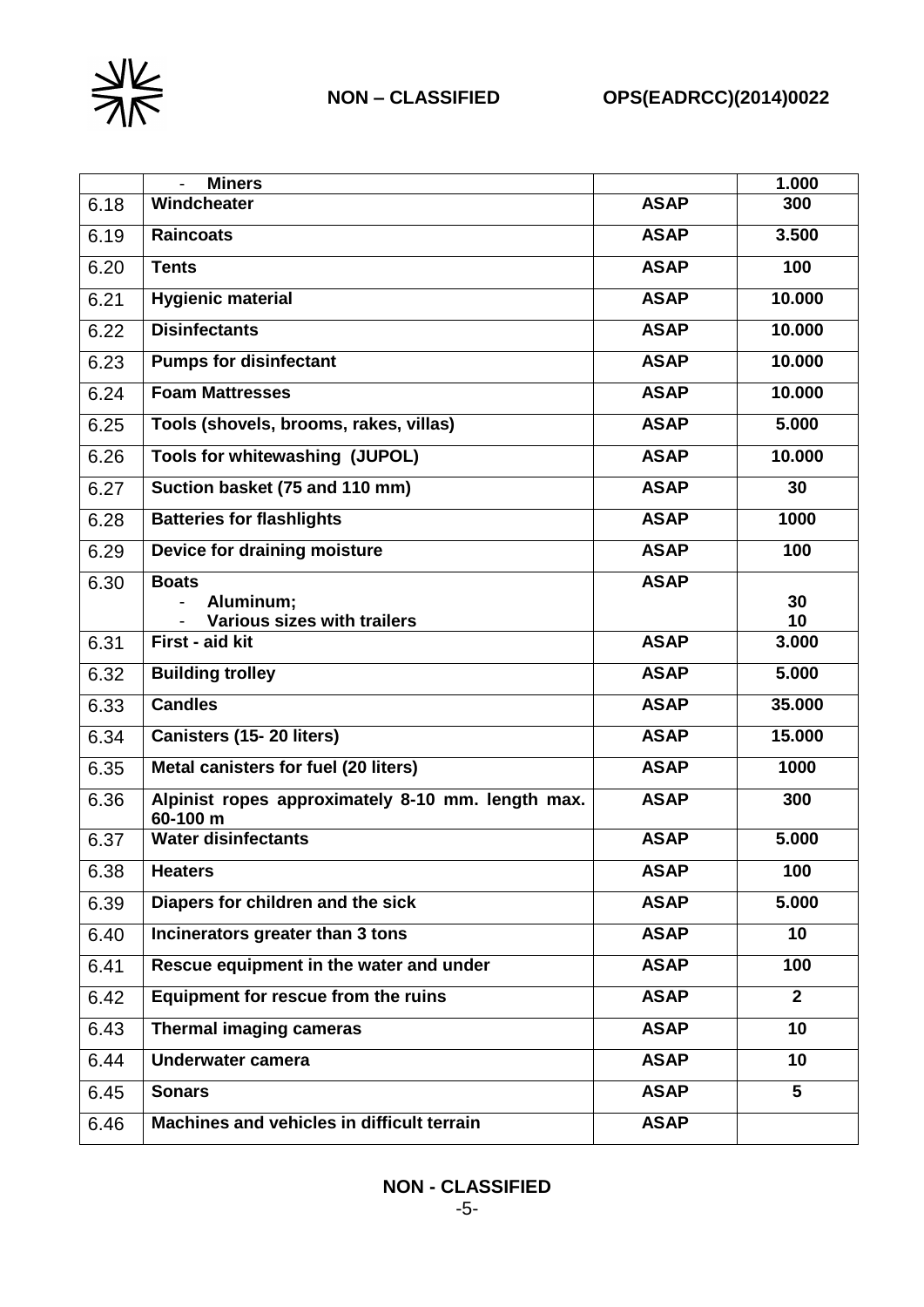| | | | |
|---|---|---|---|
| | - **Miners** | | **1.000** |
| 6.18 | **Windcheater** | **ASAP** | **300** |
| 6.19 | **Raincoats** | **ASAP** | **3.500** |
| 6.20 | **Tents** | **ASAP** | **100** |
| 6.21 | **Hygienic material** | **ASAP** | **10.000** |
| 6.22 | **Disinfectants** | **ASAP** | **10.000** |
| 6.23 | **Pumps for disinfectant** | **ASAP** | **10.000** |
| 6.24 | **Foam Mattresses** | **ASAP** | **10.000** |
| 6.25 | **Tools (shovels, brooms, rakes, villas)** | **ASAP** | **5.000** |
| 6.26 | **Tools for whitewashing (JUPOL)** | **ASAP** | **10.000** |
| 6.27 | **Suction basket (75 and 110 mm)** | **ASAP** | **30** |
| 6.28 | **Batteries for flashlights** | **ASAP** | **1000** |
| 6.29 | **Device for draining moisture** | **ASAP** | **100** |
| 6.30 | **Boats**<br>- **Aluminum;**<br>- **Various sizes with trailers** | **ASAP** | <br>**30**<br>**10** |
| 6.31 | **First - aid kit** | **ASAP** | **3.000** |
| 6.32 | **Building trolley** | **ASAP** | **5.000** |
| 6.33 | **Candles** | **ASAP** | **35.000** |
| 6.34 | **Canisters (15- 20 liters)** | **ASAP** | **15.000** |
| 6.35 | **Metal canisters for fuel (20 liters)** | **ASAP** | **1000** |
| 6.36 | **Alpinist ropes approximately 8-10 mm. length max. 60-100 m** | **ASAP** | **300** |
| 6.37 | **Water disinfectants** | **ASAP** | **5.000** |
| 6.38 | **Heaters** | **ASAP** | **100** |
| 6.39 | **Diapers for children and the sick** | **ASAP** | **5.000** |
| 6.40 | **Incinerators greater than 3 tons** | **ASAP** | **10** |
| 6.41 | **Rescue equipment in the water and under** | **ASAP** | **100** |
| 6.42 | **Equipment for rescue from the ruins** | **ASAP** | **2** |
| 6.43 | **Thermal imaging cameras** | **ASAP** | **10** |
| 6.44 | **Underwater camera** | **ASAP** | **10** |
| 6.45 | **Sonars** | **ASAP** | **5** |
| 6.46 | **Machines and vehicles in difficult terrain** | **ASAP** | |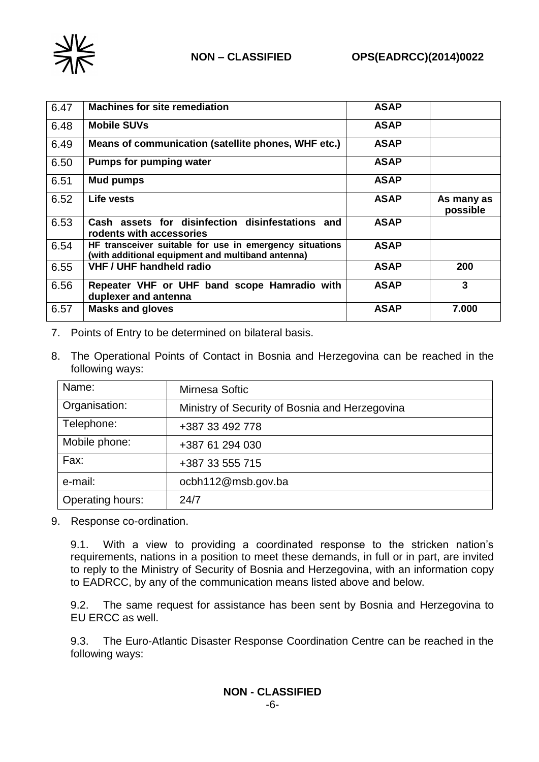| 6.47 | **Machines for site remediation** | **ASAP** | |
|---|---|---|---|
| 6.48 | **Mobile SUVs** | **ASAP** | |
| 6.49 | **Means of communication (satellite phones, WHF etc.)** | **ASAP** | |
| 6.50 | **Pumps for pumping water** | **ASAP** | |
| 6.51 | **Mud pumps** | **ASAP** | |
| 6.52 | **Life vests** | **ASAP** | **As many as possible** |
| 6.53 | **Cash assets for disinfection disinfestations and rodents with accessories** | **ASAP** | |
| 6.54 | **HF transceiver suitable for use in emergency situations (with additional equipment and multiband antenna)** | **ASAP** | |
| 6.55 | **VHF / UHF handheld radio** | **ASAP** | **200** |
| 6.56 | **Repeater VHF or UHF band scope Hamradio with duplexer and antenna** | **ASAP** | **3** |
| 6.57 | **Masks and gloves** | **ASAP** | **7.000** |

7. Points of Entry to be determined on bilateral basis.

8. The Operational Points of Contact in Bosnia and Herzegovina can be reached in the following ways:

| Name: | Mirnesa Softic |
|---|---|
| Organisation: | Ministry of Security of Bosnia and Herzegovina |
| Telephone: | +387 33 492 778 |
| Mobile phone: | +387 61 294 030 |
| Fax: | +387 33 555 715 |
| e-mail: | ocbh112@msb.gov.ba |
| Operating hours: | 24/7 |

9. Response co-ordination.

9.1. With a view to providing a coordinated response to the stricken nation's requirements, nations in a position to meet these demands, in full or in part, are invited to reply to the Ministry of Security of Bosnia and Herzegovina, with an information copy to EADRCC, by any of the communication means listed above and below.

9.2. The same request for assistance has been sent by Bosnia and Herzegovina to EU ERCC as well.

9.3. The Euro-Atlantic Disaster Response Coordination Centre can be reached in the following ways: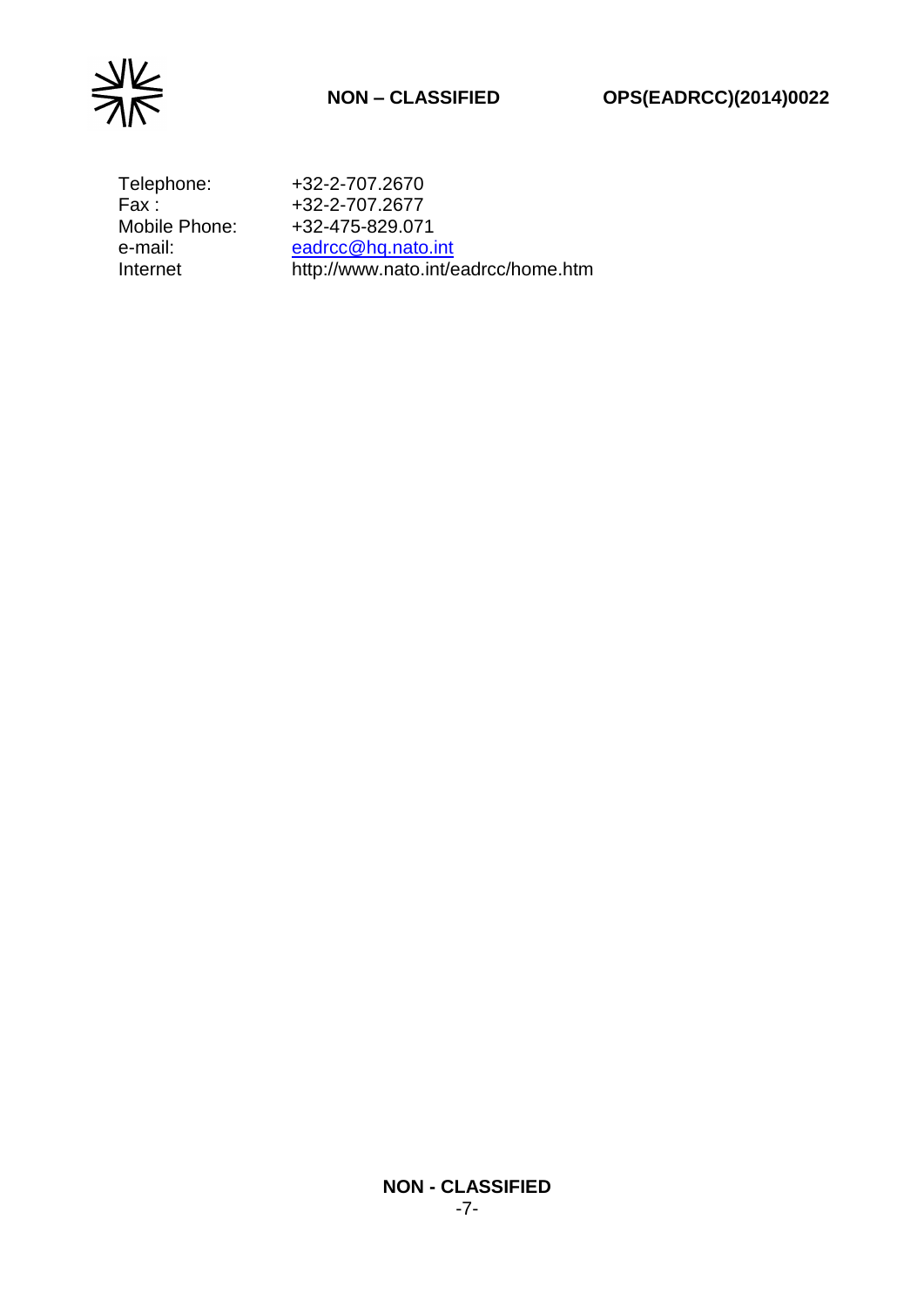| | |
|---|---|
| Telephone: | +32-2-707.2670 |
| Fax : | +32-2-707.2677 |
| Mobile Phone: | +32-475-829.071 |
| e-mail: | eadrcc@hq.nato.int |
| Internet | http://www.nato.int/eadrcc/home.htm |